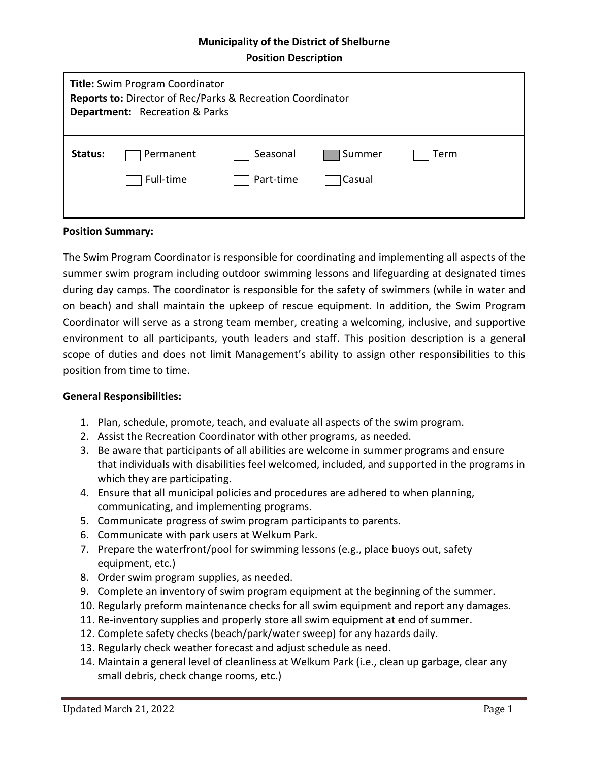**Municipality of the District of Shelburne**

**Position Description**

**Title:** Swim Program Coordinator
**Reports to:** Director of Rec/Parks & Recreation Coordinator
**Department:** Recreation & Parks

| **Status:** | ☐ Permanent | ☐ Seasonal | ☒ Summer | ☐ Term |
|---|---|---|---|---|
| | ☐ Full-time | ☐ Part-time | ☐ Casual | |

**Position Summary:**

The Swim Program Coordinator is responsible for coordinating and implementing all aspects of the summer swim program including outdoor swimming lessons and lifeguarding at designated times during day camps. The coordinator is responsible for the safety of swimmers (while in water and on beach) and shall maintain the upkeep of rescue equipment. In addition, the Swim Program Coordinator will serve as a strong team member, creating a welcoming, inclusive, and supportive environment to all participants, youth leaders and staff. This position description is a general scope of duties and does not limit Management's ability to assign other responsibilities to this position from time to time.

**General Responsibilities:**

1. Plan, schedule, promote, teach, and evaluate all aspects of the swim program.
2. Assist the Recreation Coordinator with other programs, as needed.
3. Be aware that participants of all abilities are welcome in summer programs and ensure that individuals with disabilities feel welcomed, included, and supported in the programs in which they are participating.
4. Ensure that all municipal policies and procedures are adhered to when planning, communicating, and implementing programs.
5. Communicate progress of swim program participants to parents.
6. Communicate with park users at Welkum Park.
7. Prepare the waterfront/pool for swimming lessons (e.g., place buoys out, safety equipment, etc.)
8. Order swim program supplies, as needed.
9. Complete an inventory of swim program equipment at the beginning of the summer.
10. Regularly preform maintenance checks for all swim equipment and report any damages.
11. Re-inventory supplies and properly store all swim equipment at end of summer.
12. Complete safety checks (beach/park/water sweep) for any hazards daily.
13. Regularly check weather forecast and adjust schedule as need.
14. Maintain a general level of cleanliness at Welkum Park (i.e., clean up garbage, clear any small debris, check change rooms, etc.)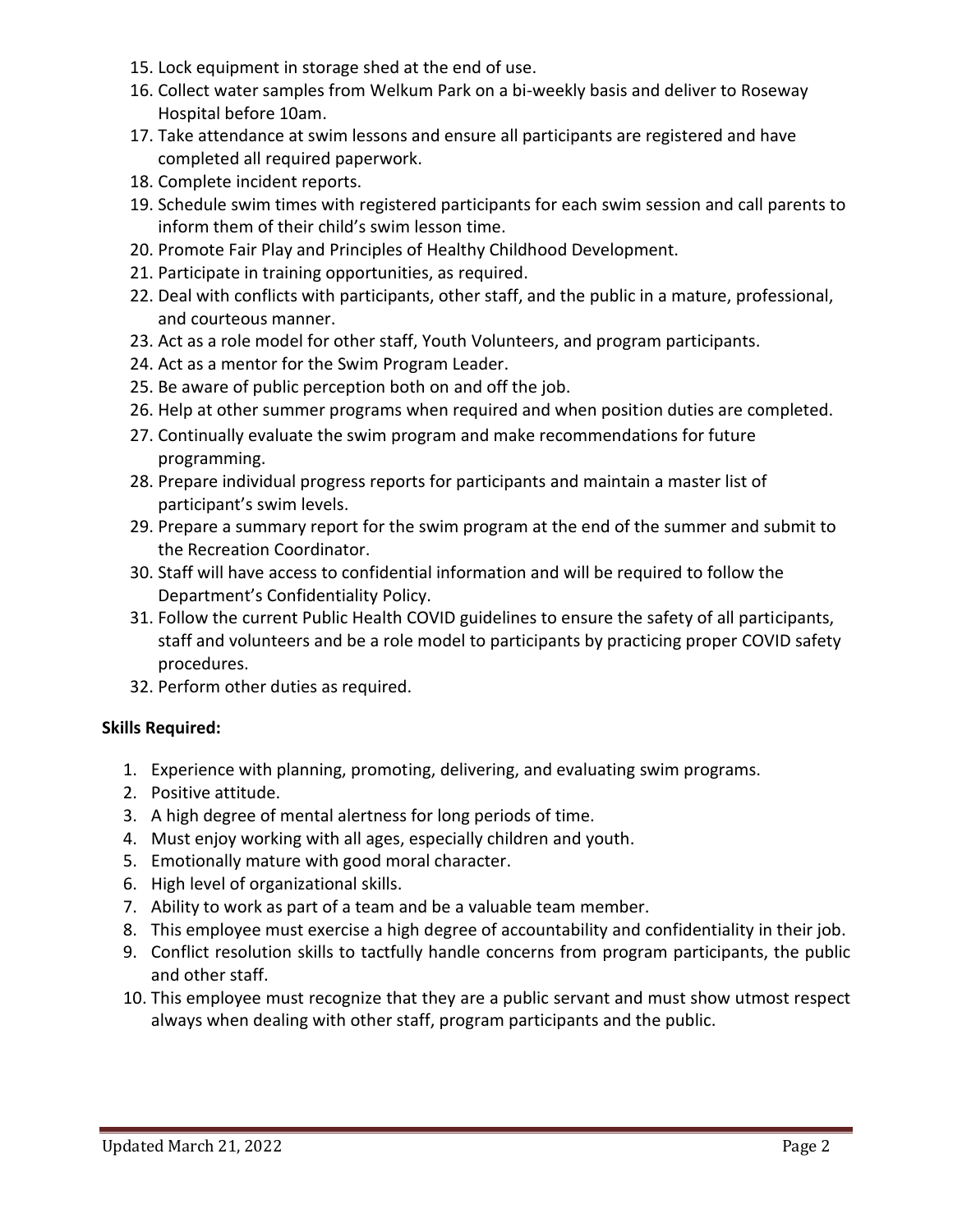15. Lock equipment in storage shed at the end of use.
16. Collect water samples from Welkum Park on a bi-weekly basis and deliver to Roseway Hospital before 10am.
17. Take attendance at swim lessons and ensure all participants are registered and have completed all required paperwork.
18. Complete incident reports.
19. Schedule swim times with registered participants for each swim session and call parents to inform them of their child's swim lesson time.
20. Promote Fair Play and Principles of Healthy Childhood Development.
21. Participate in training opportunities, as required.
22. Deal with conflicts with participants, other staff, and the public in a mature, professional, and courteous manner.
23. Act as a role model for other staff, Youth Volunteers, and program participants.
24. Act as a mentor for the Swim Program Leader.
25. Be aware of public perception both on and off the job.
26. Help at other summer programs when required and when position duties are completed.
27. Continually evaluate the swim program and make recommendations for future programming.
28. Prepare individual progress reports for participants and maintain a master list of participant's swim levels.
29. Prepare a summary report for the swim program at the end of the summer and submit to the Recreation Coordinator.
30. Staff will have access to confidential information and will be required to follow the Department's Confidentiality Policy.
31. Follow the current Public Health COVID guidelines to ensure the safety of all participants, staff and volunteers and be a role model to participants by practicing proper COVID safety procedures.
32. Perform other duties as required.

**Skills Required:**

1. Experience with planning, promoting, delivering, and evaluating swim programs.
2. Positive attitude.
3. A high degree of mental alertness for long periods of time.
4. Must enjoy working with all ages, especially children and youth.
5. Emotionally mature with good moral character.
6. High level of organizational skills.
7. Ability to work as part of a team and be a valuable team member.
8. This employee must exercise a high degree of accountability and confidentiality in their job.
9. Conflict resolution skills to tactfully handle concerns from program participants, the public and other staff.
10. This employee must recognize that they are a public servant and must show utmost respect always when dealing with other staff, program participants and the public.

Updated March 21, 2022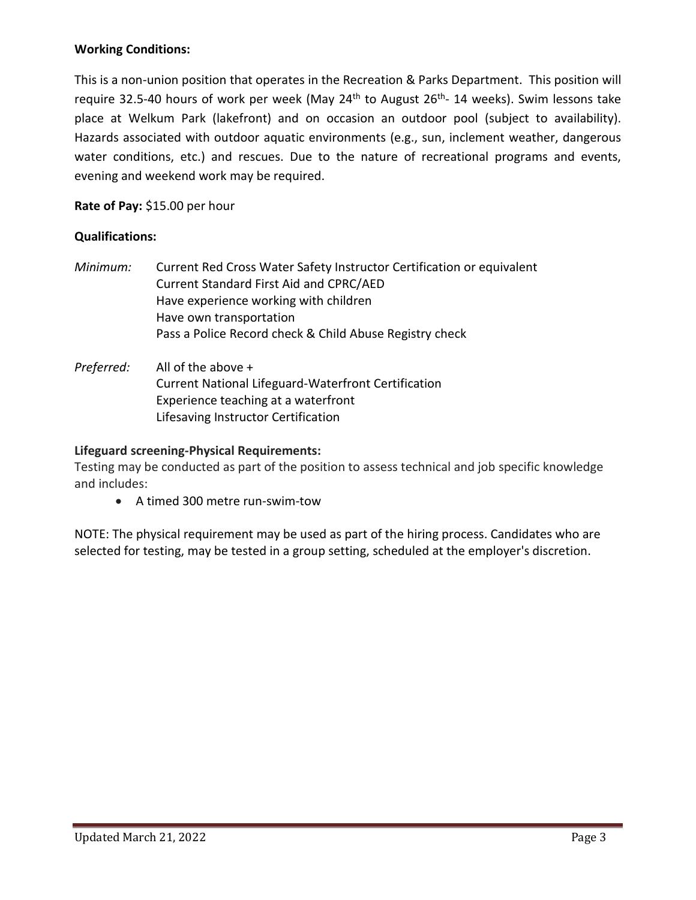**Working Conditions:**

This is a non-union position that operates in the Recreation & Parks Department. This position will require 32.5-40 hours of work per week (May 24th to August 26th- 14 weeks). Swim lessons take place at Welkum Park (lakefront) and on occasion an outdoor pool (subject to availability). Hazards associated with outdoor aquatic environments (e.g., sun, inclement weather, dangerous water conditions, etc.) and rescues. Due to the nature of recreational programs and events, evening and weekend work may be required.

**Rate of Pay:** $15.00 per hour

**Qualifications:**

*Minimum:*

Current Red Cross Water Safety Instructor Certification or equivalent
Current Standard First Aid and CPRC/AED
Have experience working with children
Have own transportation
Pass a Police Record check & Child Abuse Registry check

*Preferred:*

All of the above +
Current National Lifeguard-Waterfront Certification
Experience teaching at a waterfront
Lifesaving Instructor Certification

**Lifeguard screening-Physical Requirements:**

Testing may be conducted as part of the position to assess technical and job specific knowledge and includes:

- A timed 300 metre run-swim-tow

NOTE: The physical requirement may be used as part of the hiring process. Candidates who are selected for testing, may be tested in a group setting, scheduled at the employer's discretion.